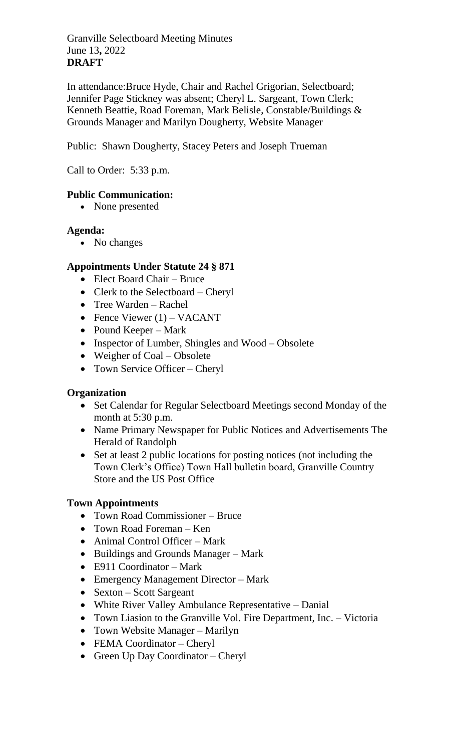Granville Selectboard Meeting Minutes
June 13**,** 2022
**DRAFT**

In attendance:Bruce Hyde, Chair and Rachel Grigorian, Selectboard; Jennifer Page Stickney was absent; Cheryl L. Sargeant, Town Clerk; Kenneth Beattie, Road Foreman, Mark Belisle, Constable/Buildings & Grounds Manager and Marilyn Dougherty, Website Manager

Public: Shawn Dougherty, Stacey Peters and Joseph Trueman

Call to Order: 5:33 p.m.

**Public Communication:**

- None presented

**Agenda:**

- No changes

**Appointments Under Statute 24 § 871**

- Elect Board Chair – Bruce
- Clerk to the Selectboard – Cheryl
- Tree Warden – Rachel
- Fence Viewer (1) – VACANT
- Pound Keeper – Mark
- Inspector of Lumber, Shingles and Wood – Obsolete
- Weigher of Coal – Obsolete
- Town Service Officer – Cheryl

**Organization**

- Set Calendar for Regular Selectboard Meetings second Monday of the month at 5:30 p.m.
- Name Primary Newspaper for Public Notices and Advertisements The Herald of Randolph
- Set at least 2 public locations for posting notices (not including the Town Clerk's Office) Town Hall bulletin board, Granville Country Store and the US Post Office

**Town Appointments**

- Town Road Commissioner – Bruce
- Town Road Foreman – Ken
- Animal Control Officer – Mark
- Buildings and Grounds Manager – Mark
- E911 Coordinator – Mark
- Emergency Management Director – Mark
- Sexton – Scott Sargeant
- White River Valley Ambulance Representative – Danial
- Town Liasion to the Granville Vol. Fire Department, Inc. – Victoria
- Town Website Manager – Marilyn
- FEMA Coordinator – Cheryl
- Green Up Day Coordinator – Cheryl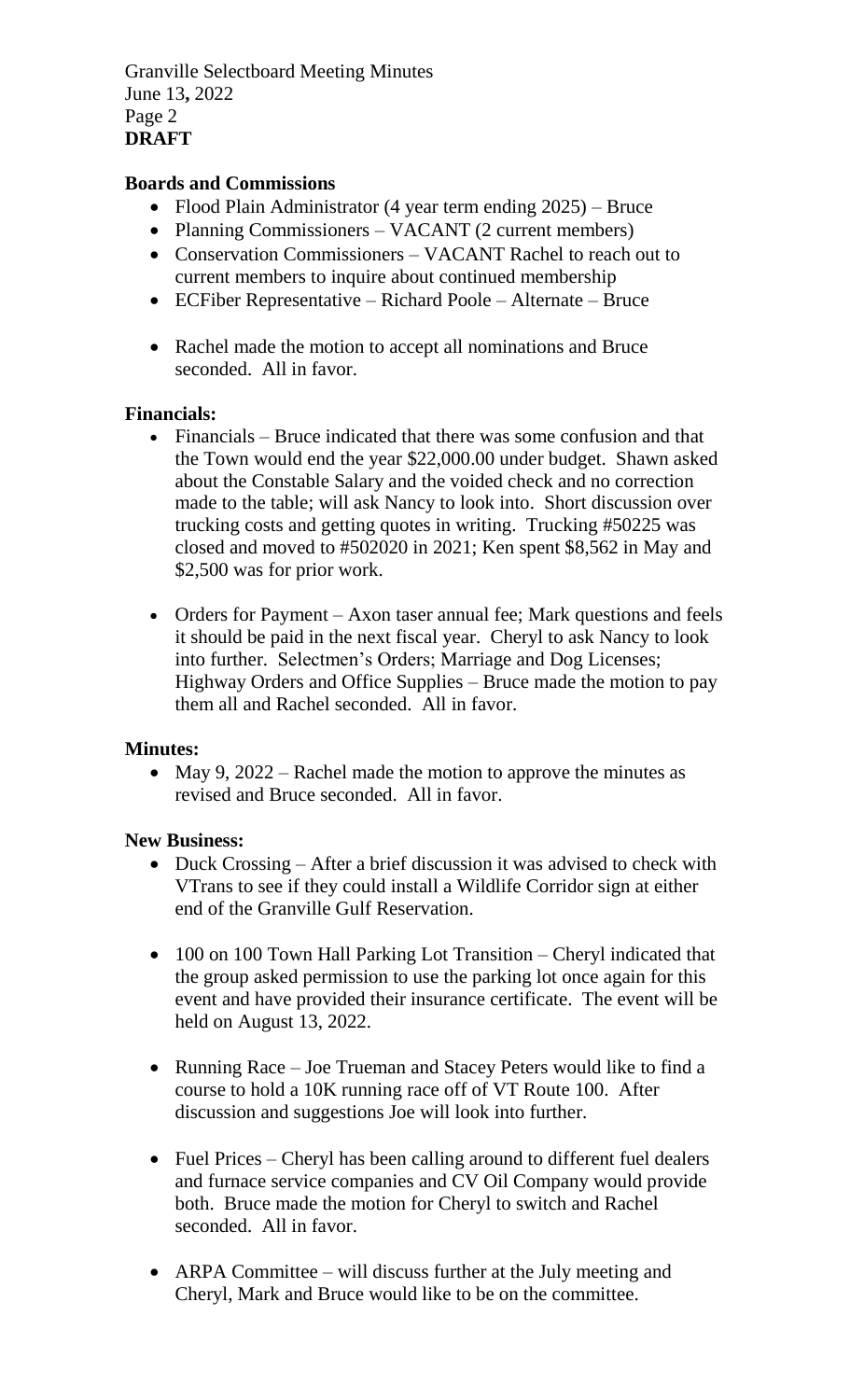## Boards and Commissions

- Flood Plain Administrator (4 year term ending 2025) – Bruce
- Planning Commissioners – VACANT (2 current members)
- Conservation Commissioners – VACANT Rachel to reach out to current members to inquire about continued membership
- ECFiber Representative – Richard Poole – Alternate – Bruce

- Rachel made the motion to accept all nominations and Bruce seconded. All in favor.

## Financials:

- Financials – Bruce indicated that there was some confusion and that the Town would end the year $22,000.00 under budget. Shawn asked about the Constable Salary and the voided check and no correction made to the table; will ask Nancy to look into. Short discussion over trucking costs and getting quotes in writing. Trucking #50225 was closed and moved to #502020 in 2021; Ken spent $8,562 in May and $2,500 was for prior work.

- Orders for Payment – Axon taser annual fee; Mark questions and feels it should be paid in the next fiscal year. Cheryl to ask Nancy to look into further. Selectmen's Orders; Marriage and Dog Licenses; Highway Orders and Office Supplies – Bruce made the motion to pay them all and Rachel seconded. All in favor.

## Minutes:

- May 9, 2022 – Rachel made the motion to approve the minutes as revised and Bruce seconded. All in favor.

## New Business:

- Duck Crossing – After a brief discussion it was advised to check with VTrans to see if they could install a Wildlife Corridor sign at either end of the Granville Gulf Reservation.

- 100 on 100 Town Hall Parking Lot Transition – Cheryl indicated that the group asked permission to use the parking lot once again for this event and have provided their insurance certificate. The event will be held on August 13, 2022.

- Running Race – Joe Trueman and Stacey Peters would like to find a course to hold a 10K running race off of VT Route 100. After discussion and suggestions Joe will look into further.

- Fuel Prices – Cheryl has been calling around to different fuel dealers and furnace service companies and CV Oil Company would provide both. Bruce made the motion for Cheryl to switch and Rachel seconded. All in favor.

- ARPA Committee – will discuss further at the July meeting and Cheryl, Mark and Bruce would like to be on the committee.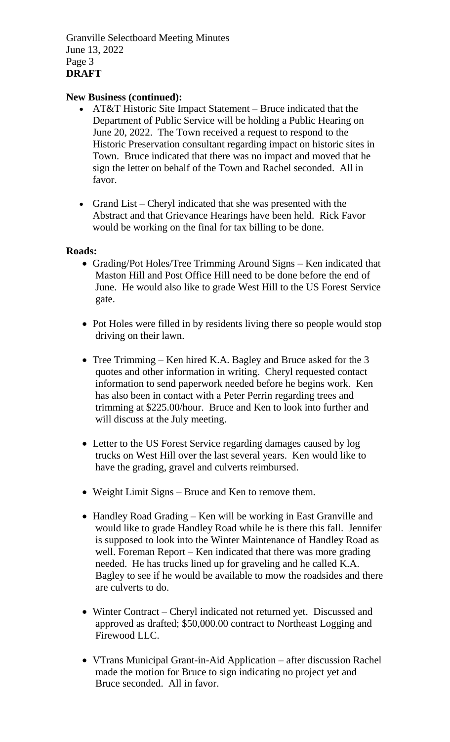**New Business (continued):**

- AT&T Historic Site Impact Statement – Bruce indicated that the Department of Public Service will be holding a Public Hearing on June 20, 2022. The Town received a request to respond to the Historic Preservation consultant regarding impact on historic sites in Town. Bruce indicated that there was no impact and moved that he sign the letter on behalf of the Town and Rachel seconded. All in favor.

- Grand List – Cheryl indicated that she was presented with the Abstract and that Grievance Hearings have been held. Rick Favor would be working on the final for tax billing to be done.

**Roads:**

- Grading/Pot Holes/Tree Trimming Around Signs – Ken indicated that Maston Hill and Post Office Hill need to be done before the end of June. He would also like to grade West Hill to the US Forest Service gate.

- Pot Holes were filled in by residents living there so people would stop driving on their lawn.

- Tree Trimming – Ken hired K.A. Bagley and Bruce asked for the 3 quotes and other information in writing. Cheryl requested contact information to send paperwork needed before he begins work. Ken has also been in contact with a Peter Perrin regarding trees and trimming at $225.00/hour. Bruce and Ken to look into further and will discuss at the July meeting.

- Letter to the US Forest Service regarding damages caused by log trucks on West Hill over the last several years. Ken would like to have the grading, gravel and culverts reimbursed.

- Weight Limit Signs – Bruce and Ken to remove them.

- Handley Road Grading – Ken will be working in East Granville and would like to grade Handley Road while he is there this fall. Jennifer is supposed to look into the Winter Maintenance of Handley Road as well. Foreman Report – Ken indicated that there was more grading needed. He has trucks lined up for graveling and he called K.A. Bagley to see if he would be available to mow the roadsides and there are culverts to do.

- Winter Contract – Cheryl indicated not returned yet. Discussed and approved as drafted; $50,000.00 contract to Northeast Logging and Firewood LLC.

- VTrans Municipal Grant-in-Aid Application – after discussion Rachel made the motion for Bruce to sign indicating no project yet and Bruce seconded. All in favor.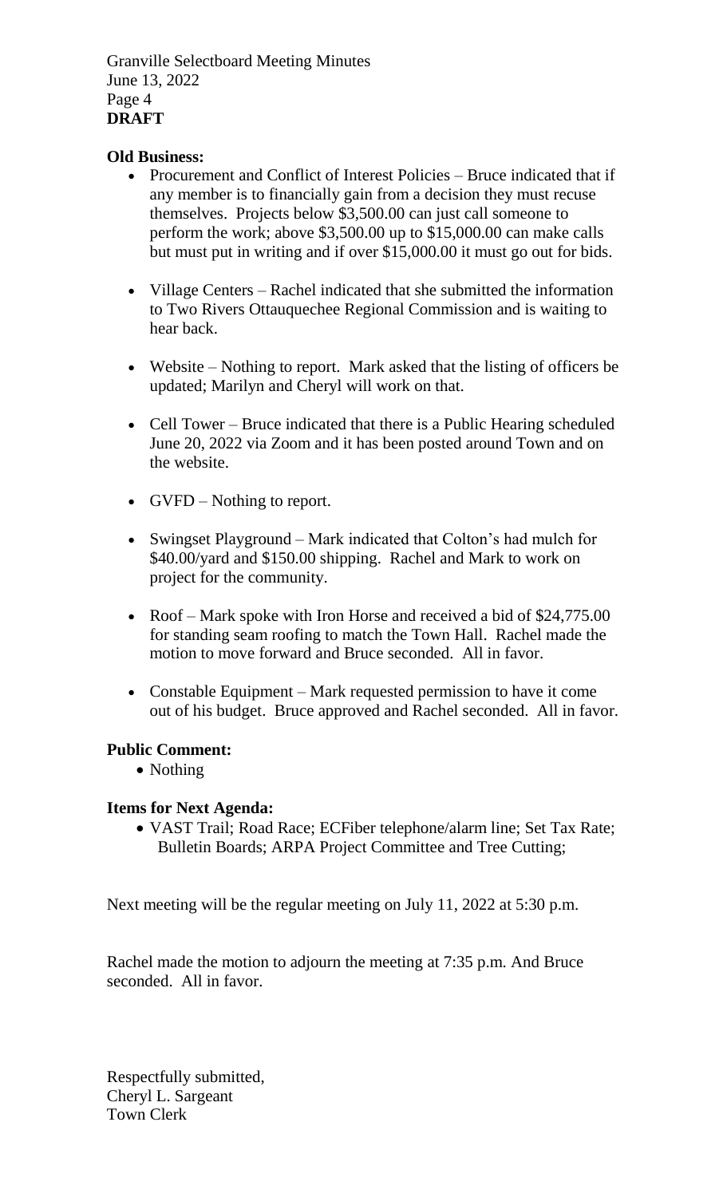**Old Business:**

- Procurement and Conflict of Interest Policies – Bruce indicated that if any member is to financially gain from a decision they must recuse themselves. Projects below $3,500.00 can just call someone to perform the work; above $3,500.00 up to $15,000.00 can make calls but must put in writing and if over $15,000.00 it must go out for bids.

- Village Centers – Rachel indicated that she submitted the information to Two Rivers Ottauquechee Regional Commission and is waiting to hear back.

- Website – Nothing to report. Mark asked that the listing of officers be updated; Marilyn and Cheryl will work on that.

- Cell Tower – Bruce indicated that there is a Public Hearing scheduled June 20, 2022 via Zoom and it has been posted around Town and on the website.

- GVFD – Nothing to report.

- Swingset Playground – Mark indicated that Colton's had mulch for $40.00/yard and $150.00 shipping. Rachel and Mark to work on project for the community.

- Roof – Mark spoke with Iron Horse and received a bid of $24,775.00 for standing seam roofing to match the Town Hall. Rachel made the motion to move forward and Bruce seconded. All in favor.

- Constable Equipment – Mark requested permission to have it come out of his budget. Bruce approved and Rachel seconded. All in favor.

**Public Comment:**

- Nothing

**Items for Next Agenda:**

- VAST Trail; Road Race; ECFiber telephone/alarm line; Set Tax Rate; Bulletin Boards; ARPA Project Committee and Tree Cutting;

Next meeting will be the regular meeting on July 11, 2022 at 5:30 p.m.

Rachel made the motion to adjourn the meeting at 7:35 p.m. And Bruce seconded. All in favor.

Respectfully submitted,
Cheryl L. Sargeant
Town Clerk